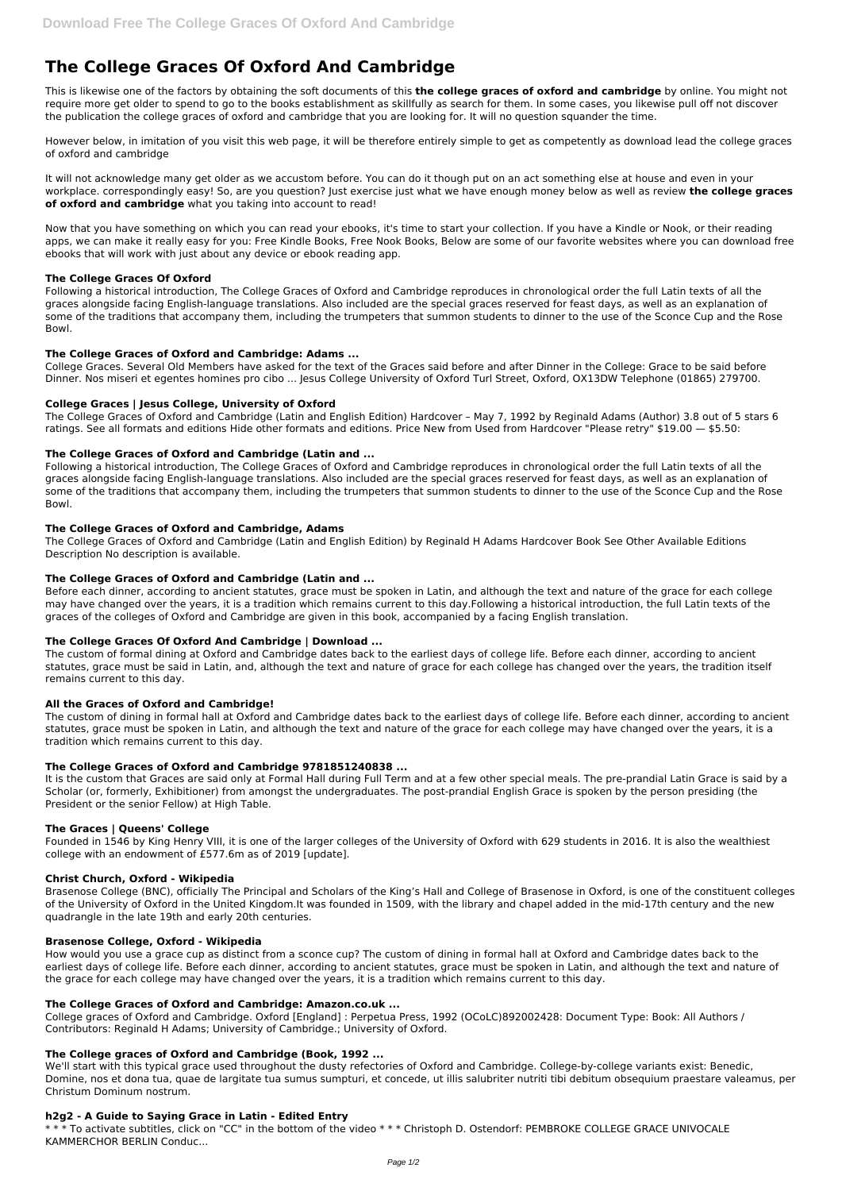# The College Graces Of Oxford And Cambridge

This is likewise one of the factors by obtaining the soft documents of this **the college graces of oxford and cambridge** by online. You might not require more get older to spend to go to the books establishment as skillfully as search for them. In some cases, you likewise pull off not discover the publication the college graces of oxford and cambridge that you are looking for. It will no question squander the time.

However below, in imitation of you visit this web page, it will be therefore entirely simple to get as competently as download lead the college graces of oxford and cambridge

It will not acknowledge many get older as we accustom before. You can do it though put on an act something else at house and even in your workplace. correspondingly easy! So, are you question? Just exercise just what we have enough money below as well as review **the college graces of oxford and cambridge** what you taking into account to read!

Now that you have something on which you can read your ebooks, it's time to start your collection. If you have a Kindle or Nook, or their reading apps, we can make it really easy for you: Free Kindle Books, Free Nook Books, Below are some of our favorite websites where you can download free ebooks that will work with just about any device or ebook reading app.

### The College Graces Of Oxford

Following a historical introduction, The College Graces of Oxford and Cambridge reproduces in chronological order the full Latin texts of all the graces alongside facing English-language translations. Also included are the special graces reserved for feast days, as well as an explanation of some of the traditions that accompany them, including the trumpeters that summon students to dinner to the use of the Sconce Cup and the Rose Bowl.

### The College Graces of Oxford and Cambridge: Adams ...

College Graces. Several Old Members have asked for the text of the Graces said before and after Dinner in the College: Grace to be said before Dinner. Nos miseri et egentes homines pro cibo ... Jesus College University of Oxford Turl Street, Oxford, OX13DW Telephone (01865) 279700.

### College Graces | Jesus College, University of Oxford

The College Graces of Oxford and Cambridge (Latin and English Edition) Hardcover – May 7, 1992 by Reginald Adams (Author) 3.8 out of 5 stars 6 ratings. See all formats and editions Hide other formats and editions. Price New from Used from Hardcover "Please retry" $19.00 — $5.50:

### The College Graces of Oxford and Cambridge (Latin and ...

Following a historical introduction, The College Graces of Oxford and Cambridge reproduces in chronological order the full Latin texts of all the graces alongside facing English-language translations. Also included are the special graces reserved for feast days, as well as an explanation of some of the traditions that accompany them, including the trumpeters that summon students to dinner to the use of the Sconce Cup and the Rose Bowl.

### The College Graces of Oxford and Cambridge, Adams

The College Graces of Oxford and Cambridge (Latin and English Edition) by Reginald H Adams Hardcover Book See Other Available Editions Description No description is available.

### The College Graces of Oxford and Cambridge (Latin and ...

Before each dinner, according to ancient statutes, grace must be spoken in Latin, and although the text and nature of the grace for each college may have changed over the years, it is a tradition which remains current to this day.Following a historical introduction, the full Latin texts of the graces of the colleges of Oxford and Cambridge are given in this book, accompanied by a facing English translation.

### The College Graces Of Oxford And Cambridge | Download ...

The custom of formal dining at Oxford and Cambridge dates back to the earliest days of college life. Before each dinner, according to ancient statutes, grace must be said in Latin, and, although the text and nature of grace for each college has changed over the years, the tradition itself remains current to this day.

### All the Graces of Oxford and Cambridge!

The custom of dining in formal hall at Oxford and Cambridge dates back to the earliest days of college life. Before each dinner, according to ancient statutes, grace must be spoken in Latin, and although the text and nature of the grace for each college may have changed over the years, it is a tradition which remains current to this day.

### The College Graces of Oxford and Cambridge 9781851240838 ...

It is the custom that Graces are said only at Formal Hall during Full Term and at a few other special meals. The pre-prandial Latin Grace is said by a Scholar (or, formerly, Exhibitioner) from amongst the undergraduates. The post-prandial English Grace is spoken by the person presiding (the President or the senior Fellow) at High Table.

### The Graces | Queens' College

Founded in 1546 by King Henry VIII, it is one of the larger colleges of the University of Oxford with 629 students in 2016. It is also the wealthiest college with an endowment of £577.6m as of 2019 [update].

### Christ Church, Oxford - Wikipedia

Brasenose College (BNC), officially The Principal and Scholars of the King's Hall and College of Brasenose in Oxford, is one of the constituent colleges of the University of Oxford in the United Kingdom.It was founded in 1509, with the library and chapel added in the mid-17th century and the new quadrangle in the late 19th and early 20th centuries.

### Brasenose College, Oxford - Wikipedia

How would you use a grace cup as distinct from a sconce cup? The custom of dining in formal hall at Oxford and Cambridge dates back to the earliest days of college life. Before each dinner, according to ancient statutes, grace must be spoken in Latin, and although the text and nature of the grace for each college may have changed over the years, it is a tradition which remains current to this day.

### The College Graces of Oxford and Cambridge: Amazon.co.uk ...

College graces of Oxford and Cambridge. Oxford [England] : Perpetua Press, 1992 (OCoLC)892002428: Document Type: Book: All Authors / Contributors: Reginald H Adams; University of Cambridge.; University of Oxford.

### The College graces of Oxford and Cambridge (Book, 1992 ...

We'll start with this typical grace used throughout the dusty refectories of Oxford and Cambridge. College-by-college variants exist: Benedic, Domine, nos et dona tua, quae de largitate tua sumus sumpturi, et concede, ut illis salubriter nutriti tibi debitum obsequium praestare valeamus, per Christum Dominum nostrum.

### h2g2 - A Guide to Saying Grace in Latin - Edited Entry

* * * To activate subtitles, click on "CC" in the bottom of the video * * * Christoph D. Ostendorf: PEMBROKE COLLEGE GRACE UNIVOCALE KAMMERCHOR BERLIN Conduc...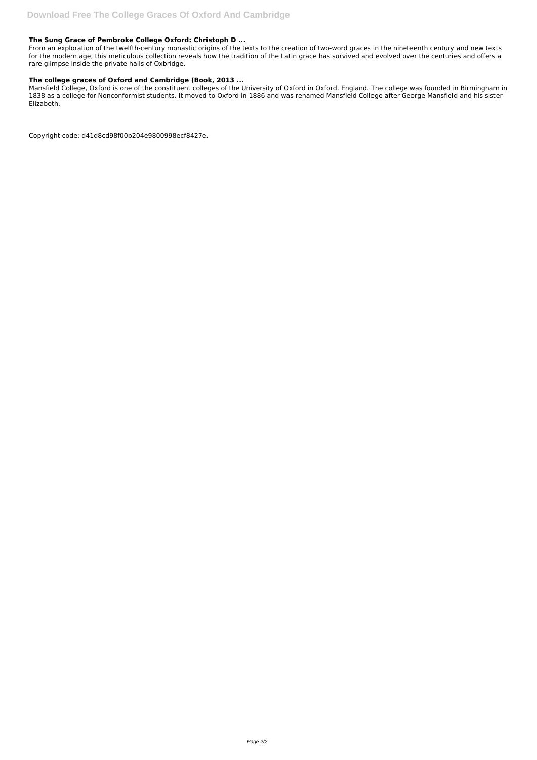### The Sung Grace of Pembroke College Oxford: Christoph D ...

From an exploration of the twelfth-century monastic origins of the texts to the creation of two-word graces in the nineteenth century and new texts for the modern age, this meticulous collection reveals how the tradition of the Latin grace has survived and evolved over the centuries and offers a rare glimpse inside the private halls of Oxbridge.

### The college graces of Oxford and Cambridge (Book, 2013 ...

Mansfield College, Oxford is one of the constituent colleges of the University of Oxford in Oxford, England. The college was founded in Birmingham in 1838 as a college for Nonconformist students. It moved to Oxford in 1886 and was renamed Mansfield College after George Mansfield and his sister Elizabeth.

Copyright code: d41d8cd98f00b204e9800998ecf8427e.